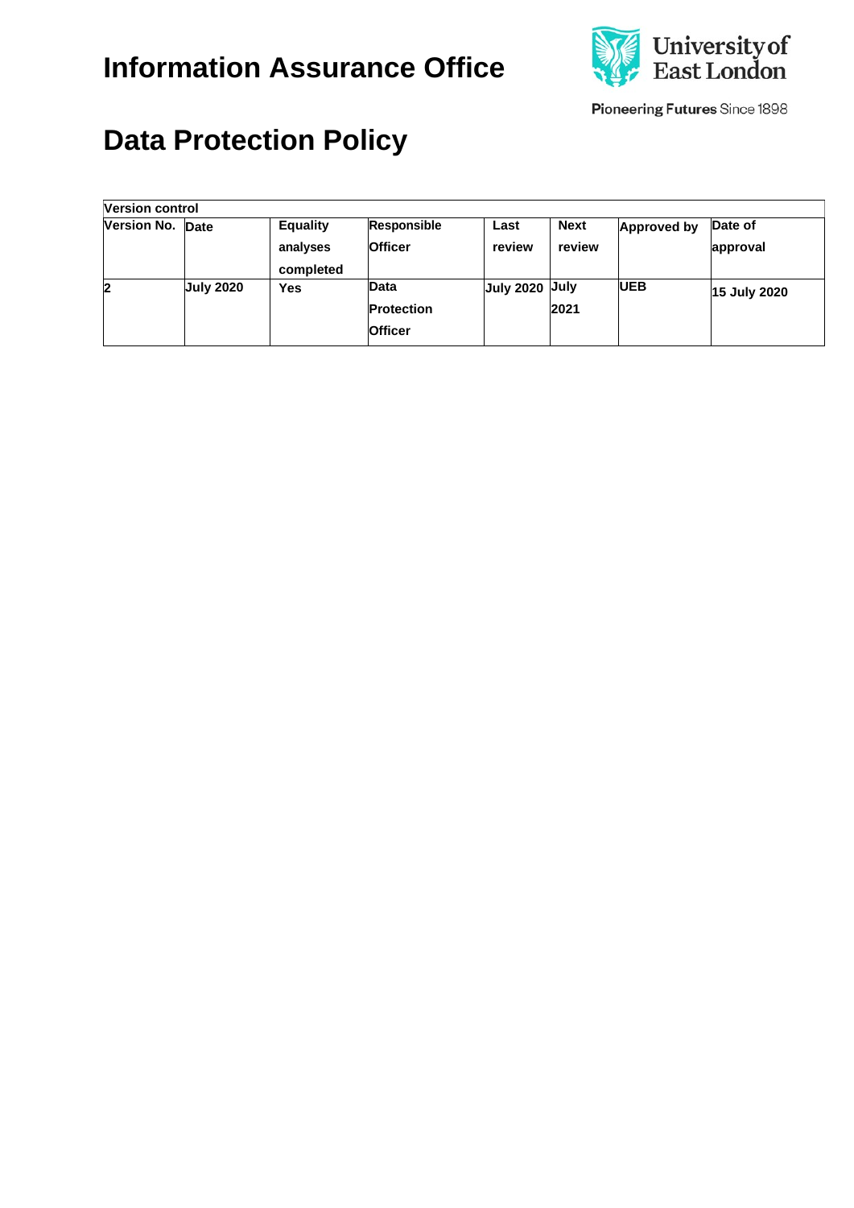# Information Assurance Office

University of East London

Pioneering Futures Since 1898

# Data Protection Policy

| Version control | | | | | | | |
|---|---|---|---|---|---|---|---|
| **Version No.** | **Date** | **Equality analyses completed** | **Responsible Officer** | **Last review** | **Next review** | **Approved by** | **Date of approval** |
| **2** | **July 2020** | **Yes** | **Data Protection Officer** | **July 2020** | **July 2021** | **UEB** | **15 July 2020** |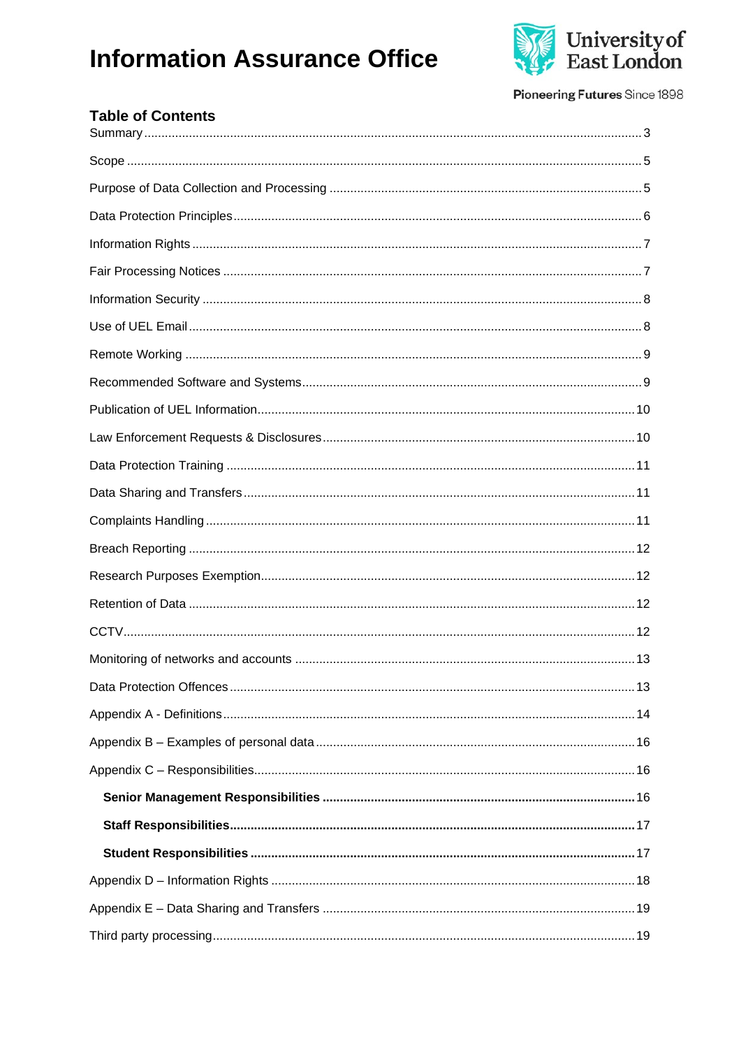# Information Assurance Office

University of East London

Pioneering Futures Since 1898

## Table of Contents

Summary ..... 3

Scope ..... 5

Purpose of Data Collection and Processing ..... 5

Data Protection Principles ..... 6

Information Rights ..... 7

Fair Processing Notices ..... 7

Information Security ..... 8

Use of UEL Email ..... 8

Remote Working ..... 9

Recommended Software and Systems ..... 9

Publication of UEL Information ..... 10

Law Enforcement Requests & Disclosures ..... 10

Data Protection Training ..... 11

Data Sharing and Transfers ..... 11

Complaints Handling ..... 11

Breach Reporting ..... 12

Research Purposes Exemption ..... 12

Retention of Data ..... 12

CCTV ..... 12

Monitoring of networks and accounts ..... 13

Data Protection Offences ..... 13

Appendix A - Definitions ..... 14

Appendix B – Examples of personal data ..... 16

Appendix C – Responsibilities ..... 16

- **Senior Management Responsibilities ..... 16**
- **Staff Responsibilities ..... 17**
- **Student Responsibilities ..... 17**

Appendix D – Information Rights ..... 18

Appendix E – Data Sharing and Transfers ..... 19

Third party processing ..... 19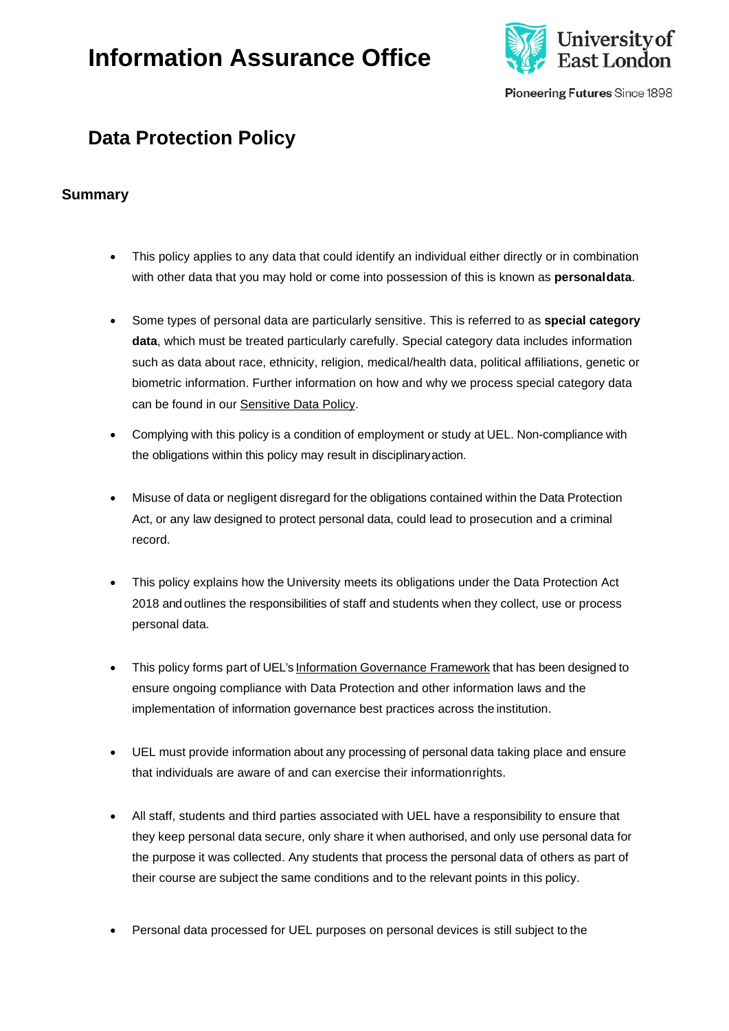# Information Assurance Office

## Data Protection Policy

### Summary

- This policy applies to any data that could identify an individual either directly or in combination with other data that you may hold or come into possession of this is known as **personal data**.

- Some types of personal data are particularly sensitive. This is referred to as **special category data**, which must be treated particularly carefully. Special category data includes information such as data about race, ethnicity, religion, medical/health data, political affiliations, genetic or biometric information. Further information on how and why we process special category data can be found in our Sensitive Data Policy.

- Complying with this policy is a condition of employment or study at UEL. Non-compliance with the obligations within this policy may result in disciplinary action.

- Misuse of data or negligent disregard for the obligations contained within the Data Protection Act, or any law designed to protect personal data, could lead to prosecution and a criminal record.

- This policy explains how the University meets its obligations under the Data Protection Act 2018 and outlines the responsibilities of staff and students when they collect, use or process personal data.

- This policy forms part of UEL's Information Governance Framework that has been designed to ensure ongoing compliance with Data Protection and other information laws and the implementation of information governance best practices across the institution.

- UEL must provide information about any processing of personal data taking place and ensure that individuals are aware of and can exercise their information rights.

- All staff, students and third parties associated with UEL have a responsibility to ensure that they keep personal data secure, only share it when authorised, and only use personal data for the purpose it was collected. Any students that process the personal data of others as part of their course are subject the same conditions and to the relevant points in this policy.

- Personal data processed for UEL purposes on personal devices is still subject to the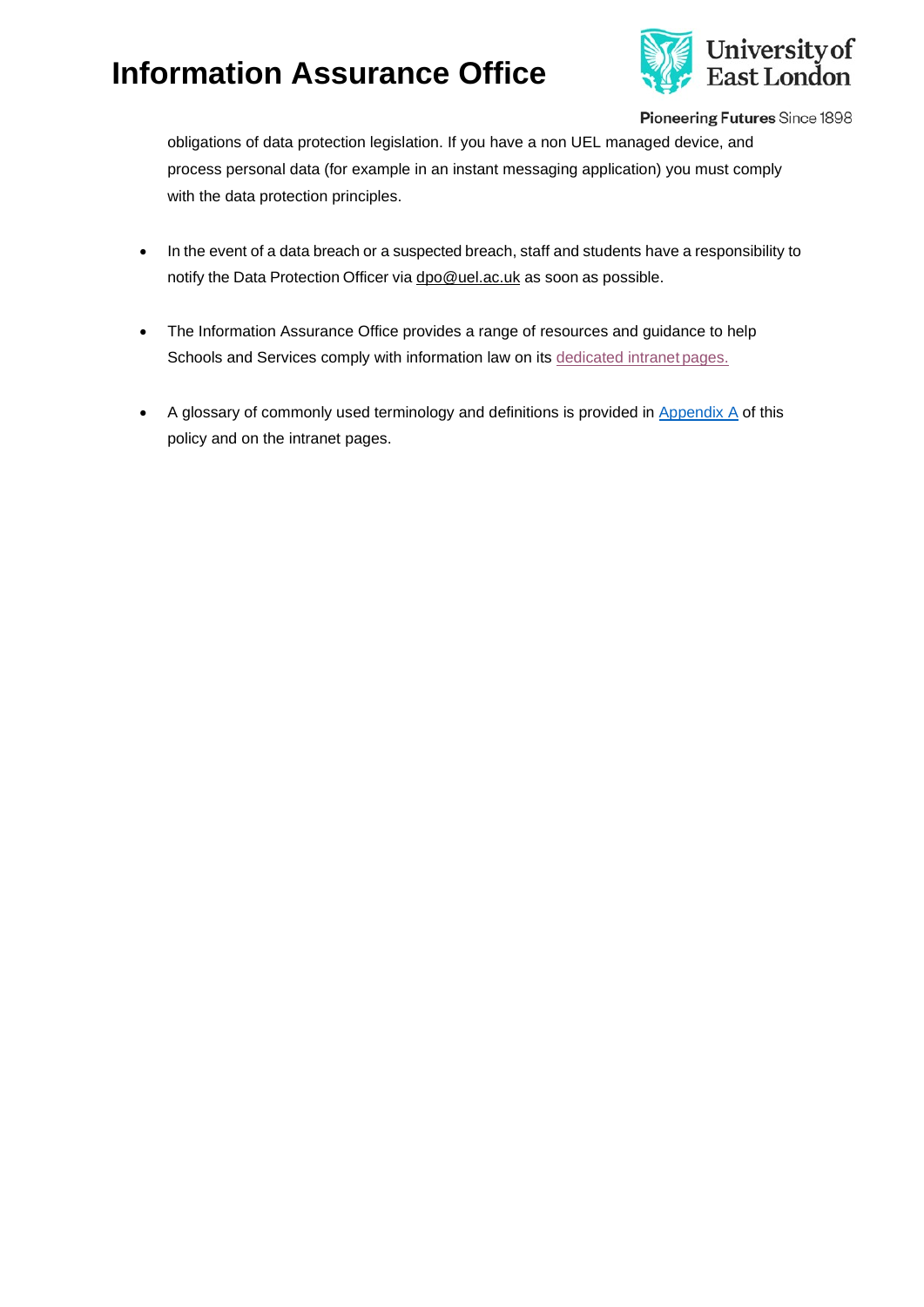obligations of data protection legislation. If you have a non UEL managed device, and process personal data (for example in an instant messaging application) you must comply with the data protection principles.

- In the event of a data breach or a suspected breach, staff and students have a responsibility to notify the Data Protection Officer via dpo@uel.ac.uk as soon as possible.

- The Information Assurance Office provides a range of resources and guidance to help Schools and Services comply with information law on its dedicated intranet pages.

- A glossary of commonly used terminology and definitions is provided in Appendix A of this policy and on the intranet pages.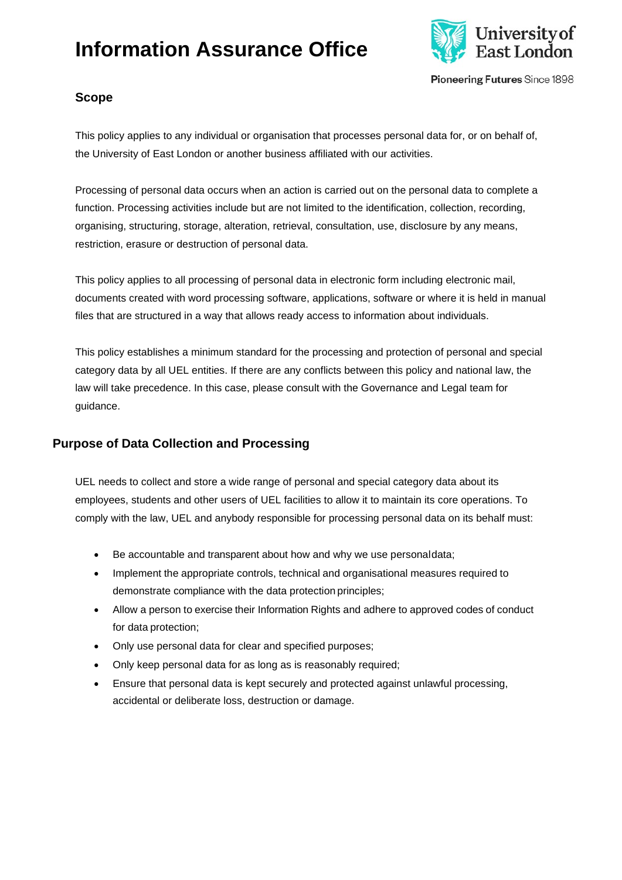## Scope

This policy applies to any individual or organisation that processes personal data for, or on behalf of, the University of East London or another business affiliated with our activities.

Processing of personal data occurs when an action is carried out on the personal data to complete a function. Processing activities include but are not limited to the identification, collection, recording, organising, structuring, storage, alteration, retrieval, consultation, use, disclosure by any means, restriction, erasure or destruction of personal data.

This policy applies to all processing of personal data in electronic form including electronic mail, documents created with word processing software, applications, software or where it is held in manual files that are structured in a way that allows ready access to information about individuals.

This policy establishes a minimum standard for the processing and protection of personal and special category data by all UEL entities. If there are any conflicts between this policy and national law, the law will take precedence. In this case, please consult with the Governance and Legal team for guidance.

## Purpose of Data Collection and Processing

UEL needs to collect and store a wide range of personal and special category data about its employees, students and other users of UEL facilities to allow it to maintain its core operations. To comply with the law, UEL and anybody responsible for processing personal data on its behalf must:

- Be accountable and transparent about how and why we use personal data;
- Implement the appropriate controls, technical and organisational measures required to demonstrate compliance with the data protection principles;
- Allow a person to exercise their Information Rights and adhere to approved codes of conduct for data protection;
- Only use personal data for clear and specified purposes;
- Only keep personal data for as long as is reasonably required;
- Ensure that personal data is kept securely and protected against unlawful processing, accidental or deliberate loss, destruction or damage.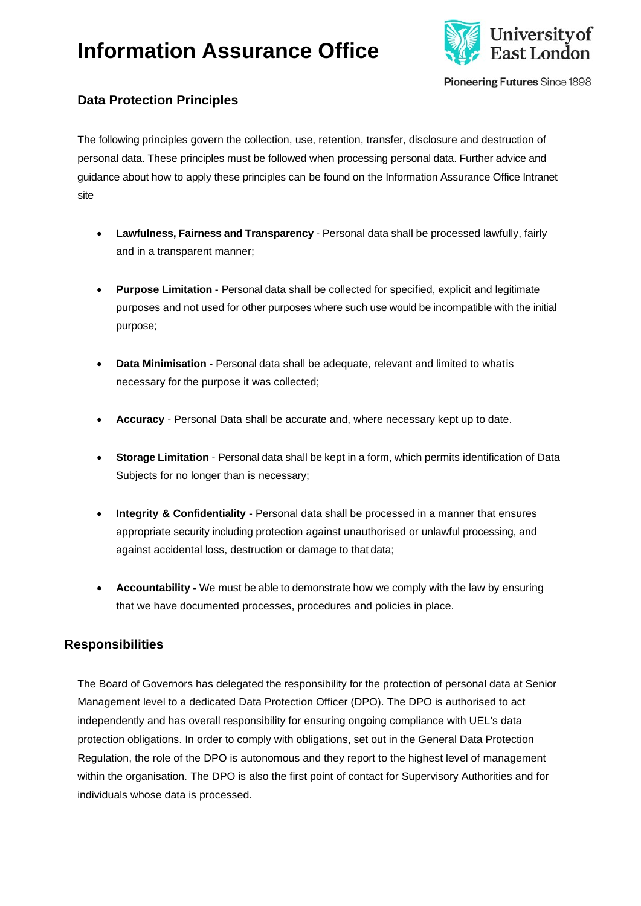# Information Assurance Office

## Data Protection Principles

The following principles govern the collection, use, retention, transfer, disclosure and destruction of personal data. These principles must be followed when processing personal data. Further advice and guidance about how to apply these principles can be found on the Information Assurance Office Intranet site

- **Lawfulness, Fairness and Transparency** - Personal data shall be processed lawfully, fairly and in a transparent manner;
- **Purpose Limitation** - Personal data shall be collected for specified, explicit and legitimate purposes and not used for other purposes where such use would be incompatible with the initial purpose;
- **Data Minimisation** - Personal data shall be adequate, relevant and limited to what is necessary for the purpose it was collected;
- **Accuracy** - Personal Data shall be accurate and, where necessary kept up to date.
- **Storage Limitation** - Personal data shall be kept in a form, which permits identification of Data Subjects for no longer than is necessary;
- **Integrity & Confidentiality** - Personal data shall be processed in a manner that ensures appropriate security including protection against unauthorised or unlawful processing, and against accidental loss, destruction or damage to that data;
- **Accountability -** We must be able to demonstrate how we comply with the law by ensuring that we have documented processes, procedures and policies in place.

## Responsibilities

The Board of Governors has delegated the responsibility for the protection of personal data at Senior Management level to a dedicated Data Protection Officer (DPO). The DPO is authorised to act independently and has overall responsibility for ensuring ongoing compliance with UEL's data protection obligations. In order to comply with obligations, set out in the General Data Protection Regulation, the role of the DPO is autonomous and they report to the highest level of management within the organisation. The DPO is also the first point of contact for Supervisory Authorities and for individuals whose data is processed.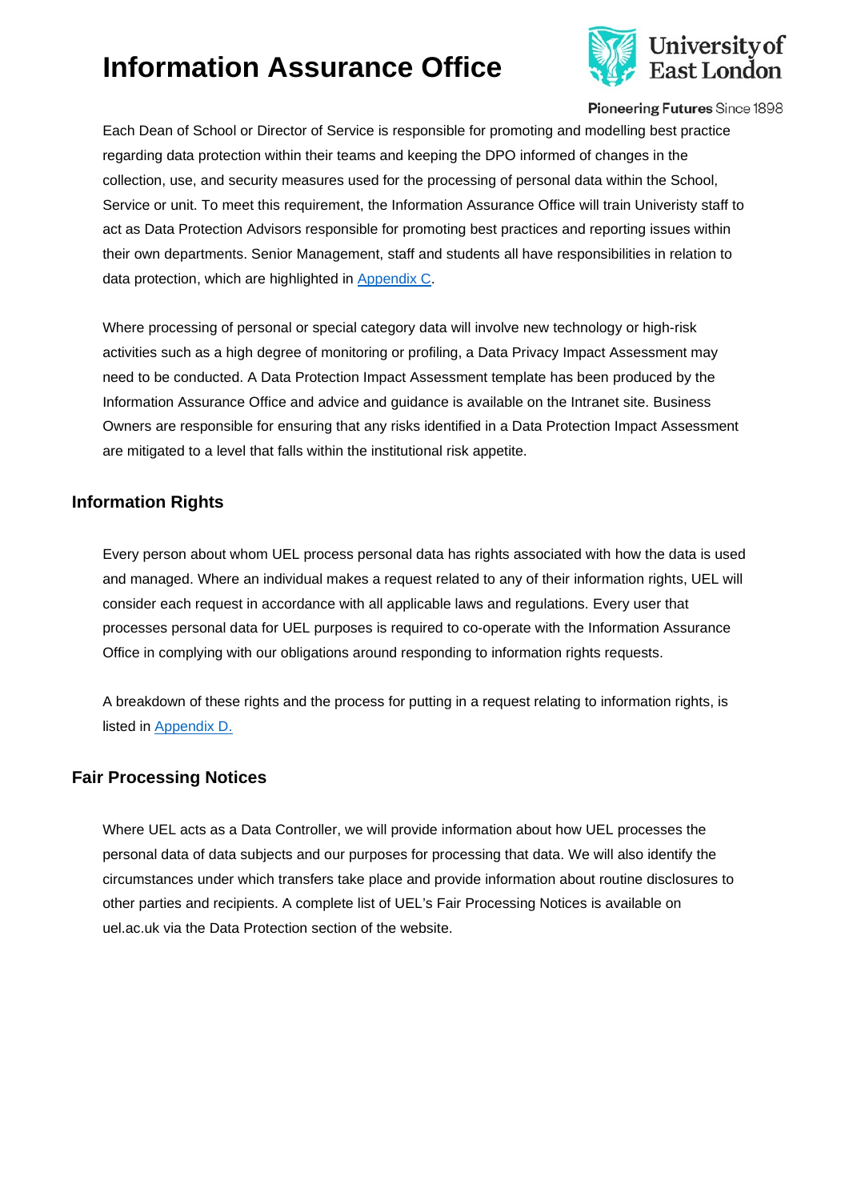Each Dean of School or Director of Service is responsible for promoting and modelling best practice regarding data protection within their teams and keeping the DPO informed of changes in the collection, use, and security measures used for the processing of personal data within the School, Service or unit. To meet this requirement, the Information Assurance Office will train Univeristy staff to act as Data Protection Advisors responsible for promoting best practices and reporting issues within their own departments. Senior Management, staff and students all have responsibilities in relation to data protection, which are highlighted in [Appendix C](#).

Where processing of personal or special category data will involve new technology or high-risk activities such as a high degree of monitoring or profiling, a Data Privacy Impact Assessment may need to be conducted. A Data Protection Impact Assessment template has been produced by the Information Assurance Office and advice and guidance is available on the Intranet site. Business Owners are responsible for ensuring that any risks identified in a Data Protection Impact Assessment are mitigated to a level that falls within the institutional risk appetite.

## Information Rights

Every person about whom UEL process personal data has rights associated with how the data is used and managed. Where an individual makes a request related to any of their information rights, UEL will consider each request in accordance with all applicable laws and regulations. Every user that processes personal data for UEL purposes is required to co-operate with the Information Assurance Office in complying with our obligations around responding to information rights requests.

A breakdown of these rights and the process for putting in a request relating to information rights, is listed in [Appendix D.](#)

## Fair Processing Notices

Where UEL acts as a Data Controller, we will provide information about how UEL processes the personal data of data subjects and our purposes for processing that data. We will also identify the circumstances under which transfers take place and provide information about routine disclosures to other parties and recipients. A complete list of UEL's Fair Processing Notices is available on uel.ac.uk via the Data Protection section of the website.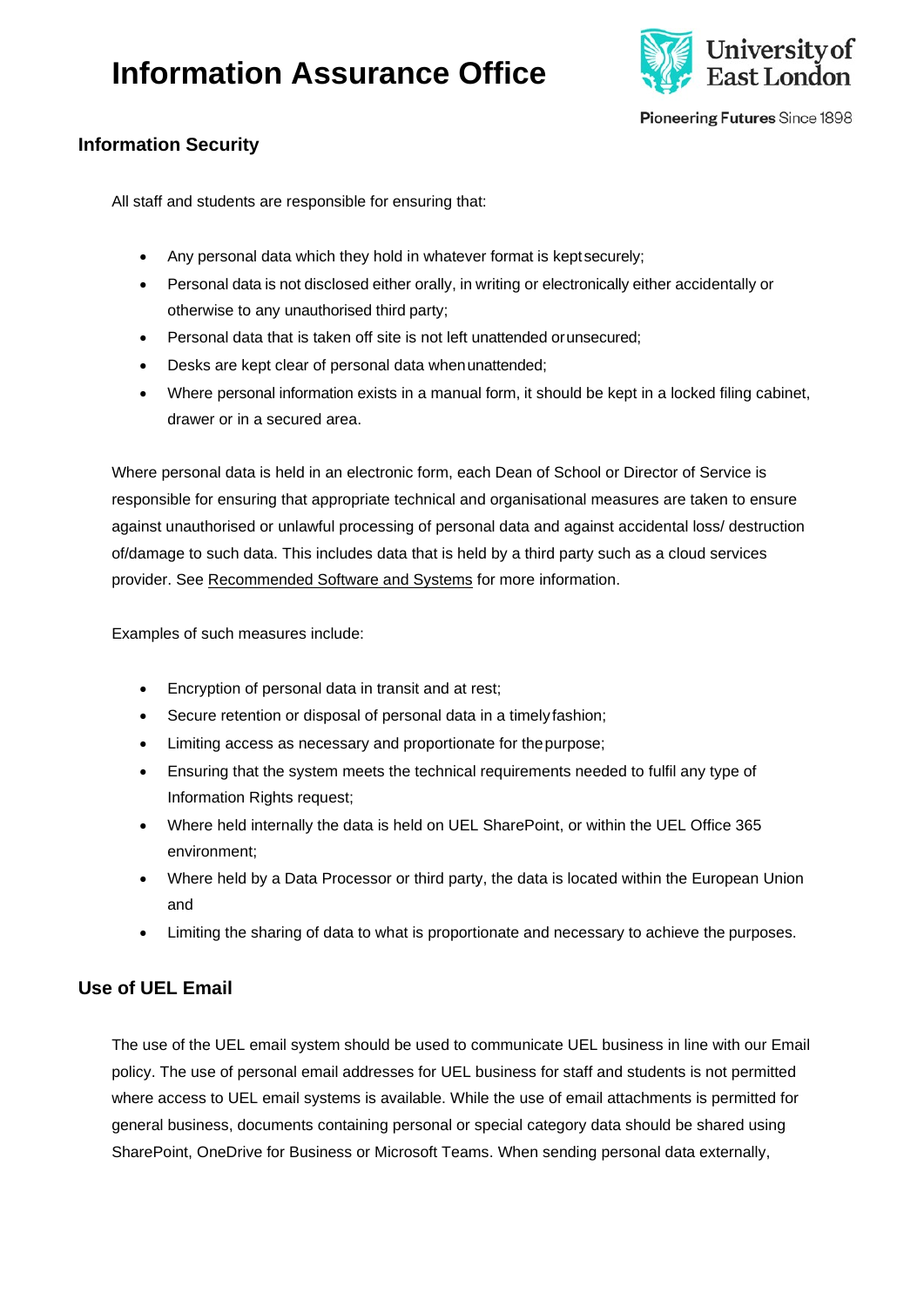# Information Assurance Office

## Information Security

All staff and students are responsible for ensuring that:

- Any personal data which they hold in whatever format is kept securely;
- Personal data is not disclosed either orally, in writing or electronically either accidentally or otherwise to any unauthorised third party;
- Personal data that is taken off site is not left unattended or unsecured;
- Desks are kept clear of personal data when unattended;
- Where personal information exists in a manual form, it should be kept in a locked filing cabinet, drawer or in a secured area.

Where personal data is held in an electronic form, each Dean of School or Director of Service is responsible for ensuring that appropriate technical and organisational measures are taken to ensure against unauthorised or unlawful processing of personal data and against accidental loss/ destruction of/damage to such data. This includes data that is held by a third party such as a cloud services provider. See Recommended Software and Systems for more information.

Examples of such measures include:

- Encryption of personal data in transit and at rest;
- Secure retention or disposal of personal data in a timely fashion;
- Limiting access as necessary and proportionate for the purpose;
- Ensuring that the system meets the technical requirements needed to fulfil any type of Information Rights request;
- Where held internally the data is held on UEL SharePoint, or within the UEL Office 365 environment;
- Where held by a Data Processor or third party, the data is located within the European Union and
- Limiting the sharing of data to what is proportionate and necessary to achieve the purposes.

## Use of UEL Email

The use of the UEL email system should be used to communicate UEL business in line with our Email policy. The use of personal email addresses for UEL business for staff and students is not permitted where access to UEL email systems is available. While the use of email attachments is permitted for general business, documents containing personal or special category data should be shared using SharePoint, OneDrive for Business or Microsoft Teams. When sending personal data externally,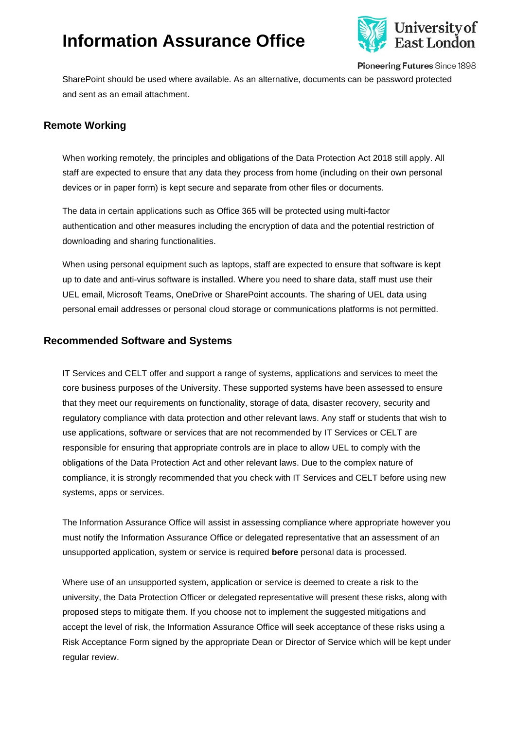SharePoint should be used where available. As an alternative, documents can be password protected and sent as an email attachment.

## Remote Working

When working remotely, the principles and obligations of the Data Protection Act 2018 still apply. All staff are expected to ensure that any data they process from home (including on their own personal devices or in paper form) is kept secure and separate from other files or documents.

The data in certain applications such as Office 365 will be protected using multi-factor authentication and other measures including the encryption of data and the potential restriction of downloading and sharing functionalities.

When using personal equipment such as laptops, staff are expected to ensure that software is kept up to date and anti-virus software is installed. Where you need to share data, staff must use their UEL email, Microsoft Teams, OneDrive or SharePoint accounts. The sharing of UEL data using personal email addresses or personal cloud storage or communications platforms is not permitted.

## Recommended Software and Systems

IT Services and CELT offer and support a range of systems, applications and services to meet the core business purposes of the University. These supported systems have been assessed to ensure that they meet our requirements on functionality, storage of data, disaster recovery, security and regulatory compliance with data protection and other relevant laws. Any staff or students that wish to use applications, software or services that are not recommended by IT Services or CELT are responsible for ensuring that appropriate controls are in place to allow UEL to comply with the obligations of the Data Protection Act and other relevant laws. Due to the complex nature of compliance, it is strongly recommended that you check with IT Services and CELT before using new systems, apps or services.

The Information Assurance Office will assist in assessing compliance where appropriate however you must notify the Information Assurance Office or delegated representative that an assessment of an unsupported application, system or service is required **before** personal data is processed.

Where use of an unsupported system, application or service is deemed to create a risk to the university, the Data Protection Officer or delegated representative will present these risks, along with proposed steps to mitigate them. If you choose not to implement the suggested mitigations and accept the level of risk, the Information Assurance Office will seek acceptance of these risks using a Risk Acceptance Form signed by the appropriate Dean or Director of Service which will be kept under regular review.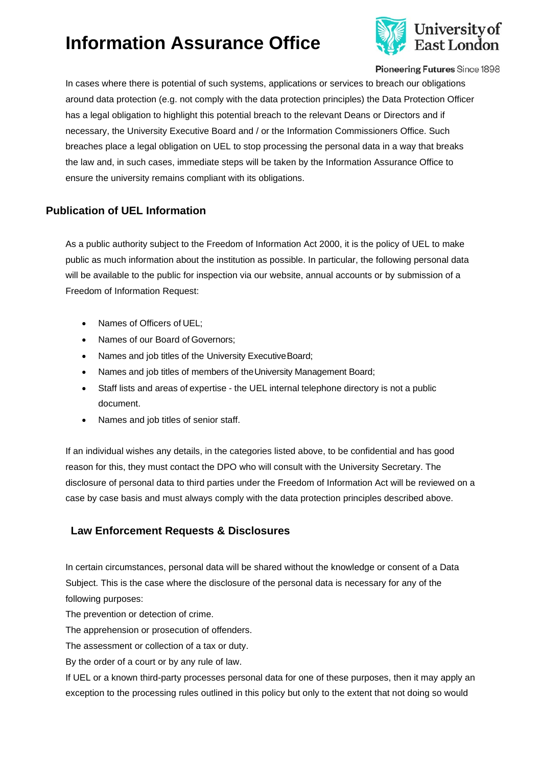In cases where there is potential of such systems, applications or services to breach our obligations around data protection (e.g. not comply with the data protection principles) the Data Protection Officer has a legal obligation to highlight this potential breach to the relevant Deans or Directors and if necessary, the University Executive Board and / or the Information Commissioners Office. Such breaches place a legal obligation on UEL to stop processing the personal data in a way that breaks the law and, in such cases, immediate steps will be taken by the Information Assurance Office to ensure the university remains compliant with its obligations.

## Publication of UEL Information

As a public authority subject to the Freedom of Information Act 2000, it is the policy of UEL to make public as much information about the institution as possible. In particular, the following personal data will be available to the public for inspection via our website, annual accounts or by submission of a Freedom of Information Request:

- Names of Officers of UEL;
- Names of our Board of Governors;
- Names and job titles of the University Executive Board;
- Names and job titles of members of the University Management Board;
- Staff lists and areas of expertise - the UEL internal telephone directory is not a public document.
- Names and job titles of senior staff.

If an individual wishes any details, in the categories listed above, to be confidential and has good reason for this, they must contact the DPO who will consult with the University Secretary. The disclosure of personal data to third parties under the Freedom of Information Act will be reviewed on a case by case basis and must always comply with the data protection principles described above.

## Law Enforcement Requests & Disclosures

In certain circumstances, personal data will be shared without the knowledge or consent of a Data Subject. This is the case where the disclosure of the personal data is necessary for any of the following purposes:

The prevention or detection of crime.

The apprehension or prosecution of offenders.

The assessment or collection of a tax or duty.

By the order of a court or by any rule of law.

If UEL or a known third-party processes personal data for one of these purposes, then it may apply an exception to the processing rules outlined in this policy but only to the extent that not doing so would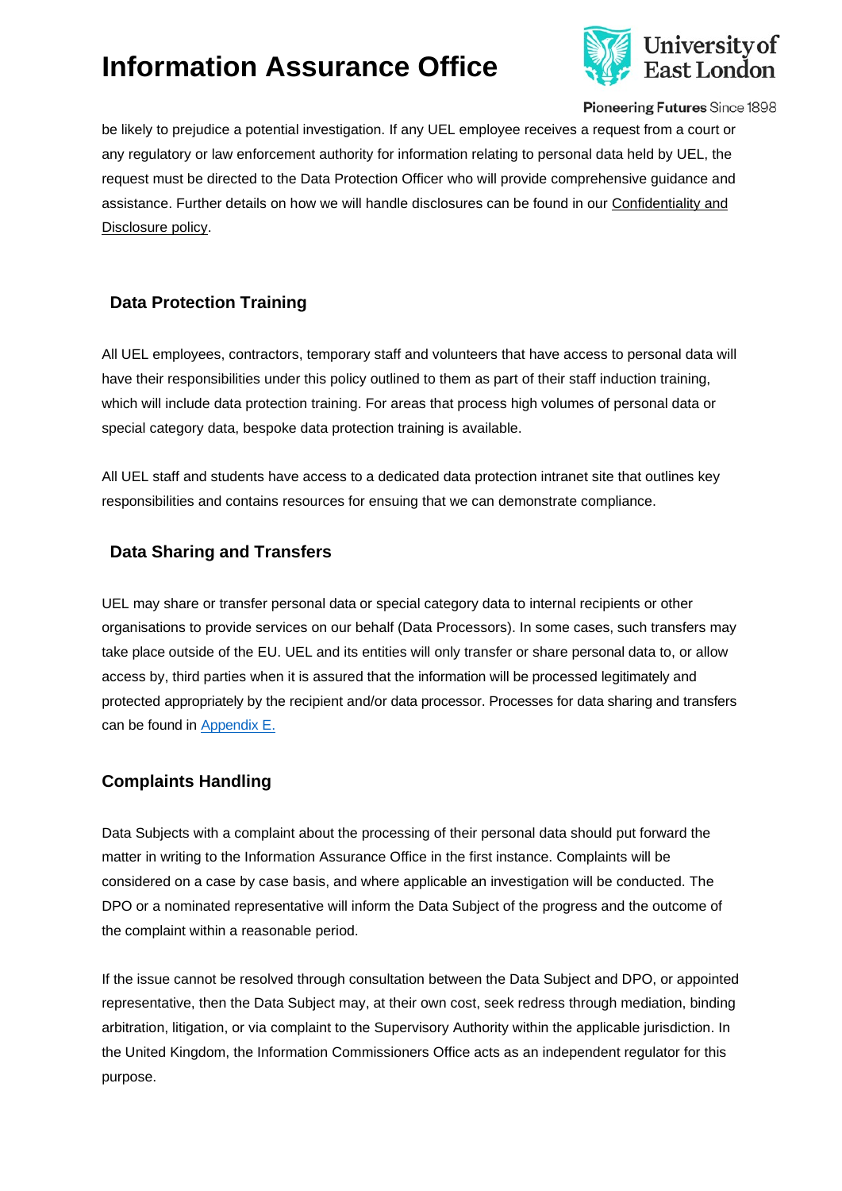be likely to prejudice a potential investigation. If any UEL employee receives a request from a court or any regulatory or law enforcement authority for information relating to personal data held by UEL, the request must be directed to the Data Protection Officer who will provide comprehensive guidance and assistance. Further details on how we will handle disclosures can be found in our Confidentiality and Disclosure policy.

## Data Protection Training

All UEL employees, contractors, temporary staff and volunteers that have access to personal data will have their responsibilities under this policy outlined to them as part of their staff induction training, which will include data protection training. For areas that process high volumes of personal data or special category data, bespoke data protection training is available.

All UEL staff and students have access to a dedicated data protection intranet site that outlines key responsibilities and contains resources for ensuing that we can demonstrate compliance.

## Data Sharing and Transfers

UEL may share or transfer personal data or special category data to internal recipients or other organisations to provide services on our behalf (Data Processors). In some cases, such transfers may take place outside of the EU. UEL and its entities will only transfer or share personal data to, or allow access by, third parties when it is assured that the information will be processed legitimately and protected appropriately by the recipient and/or data processor. Processes for data sharing and transfers can be found in Appendix E.

## Complaints Handling

Data Subjects with a complaint about the processing of their personal data should put forward the matter in writing to the Information Assurance Office in the first instance. Complaints will be considered on a case by case basis, and where applicable an investigation will be conducted. The DPO or a nominated representative will inform the Data Subject of the progress and the outcome of the complaint within a reasonable period.

If the issue cannot be resolved through consultation between the Data Subject and DPO, or appointed representative, then the Data Subject may, at their own cost, seek redress through mediation, binding arbitration, litigation, or via complaint to the Supervisory Authority within the applicable jurisdiction. In the United Kingdom, the Information Commissioners Office acts as an independent regulator for this purpose.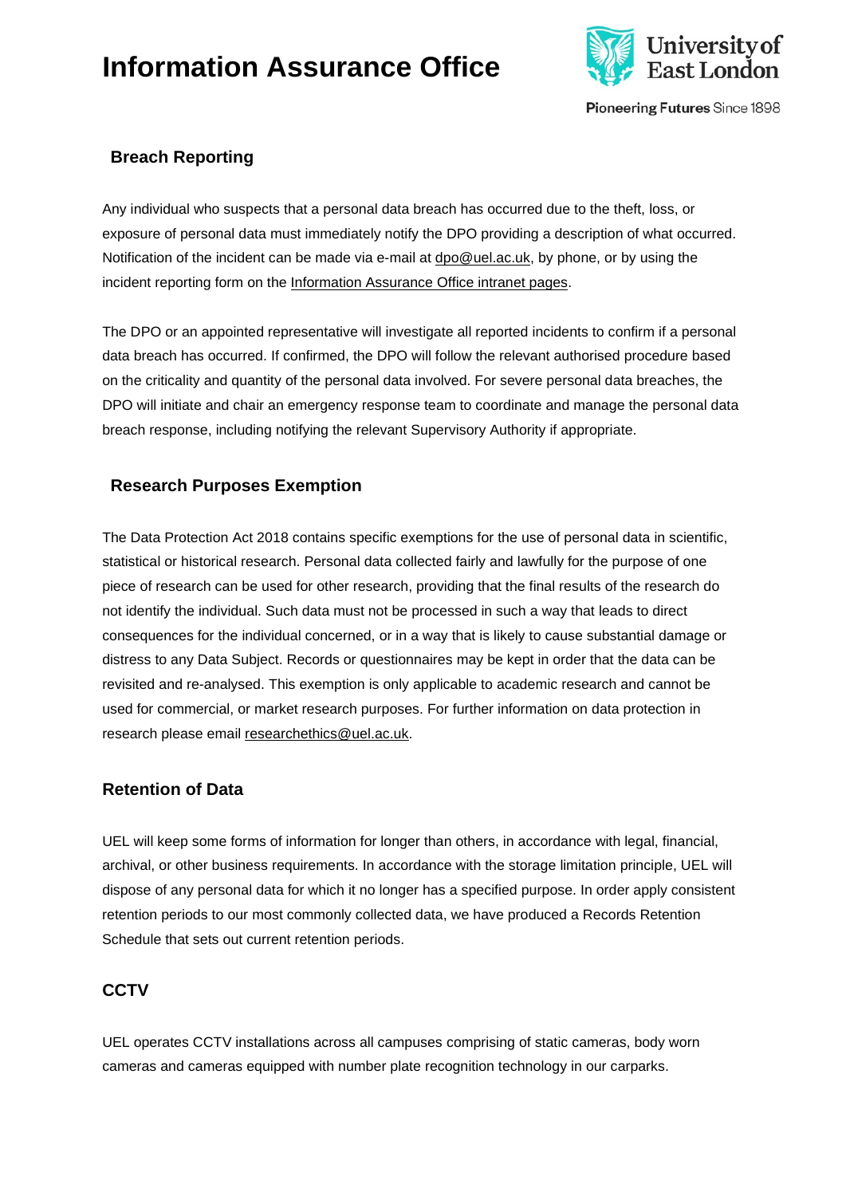## Breach Reporting

Any individual who suspects that a personal data breach has occurred due to the theft, loss, or exposure of personal data must immediately notify the DPO providing a description of what occurred. Notification of the incident can be made via e-mail at dpo@uel.ac.uk, by phone, or by using the incident reporting form on the Information Assurance Office intranet pages.

The DPO or an appointed representative will investigate all reported incidents to confirm if a personal data breach has occurred. If confirmed, the DPO will follow the relevant authorised procedure based on the criticality and quantity of the personal data involved. For severe personal data breaches, the DPO will initiate and chair an emergency response team to coordinate and manage the personal data breach response, including notifying the relevant Supervisory Authority if appropriate.

## Research Purposes Exemption

The Data Protection Act 2018 contains specific exemptions for the use of personal data in scientific, statistical or historical research. Personal data collected fairly and lawfully for the purpose of one piece of research can be used for other research, providing that the final results of the research do not identify the individual. Such data must not be processed in such a way that leads to direct consequences for the individual concerned, or in a way that is likely to cause substantial damage or distress to any Data Subject. Records or questionnaires may be kept in order that the data can be revisited and re-analysed. This exemption is only applicable to academic research and cannot be used for commercial, or market research purposes. For further information on data protection in research please email researchethics@uel.ac.uk.

## Retention of Data

UEL will keep some forms of information for longer than others, in accordance with legal, financial, archival, or other business requirements. In accordance with the storage limitation principle, UEL will dispose of any personal data for which it no longer has a specified purpose. In order apply consistent retention periods to our most commonly collected data, we have produced a Records Retention Schedule that sets out current retention periods.

## CCTV

UEL operates CCTV installations across all campuses comprising of static cameras, body worn cameras and cameras equipped with number plate recognition technology in our carparks.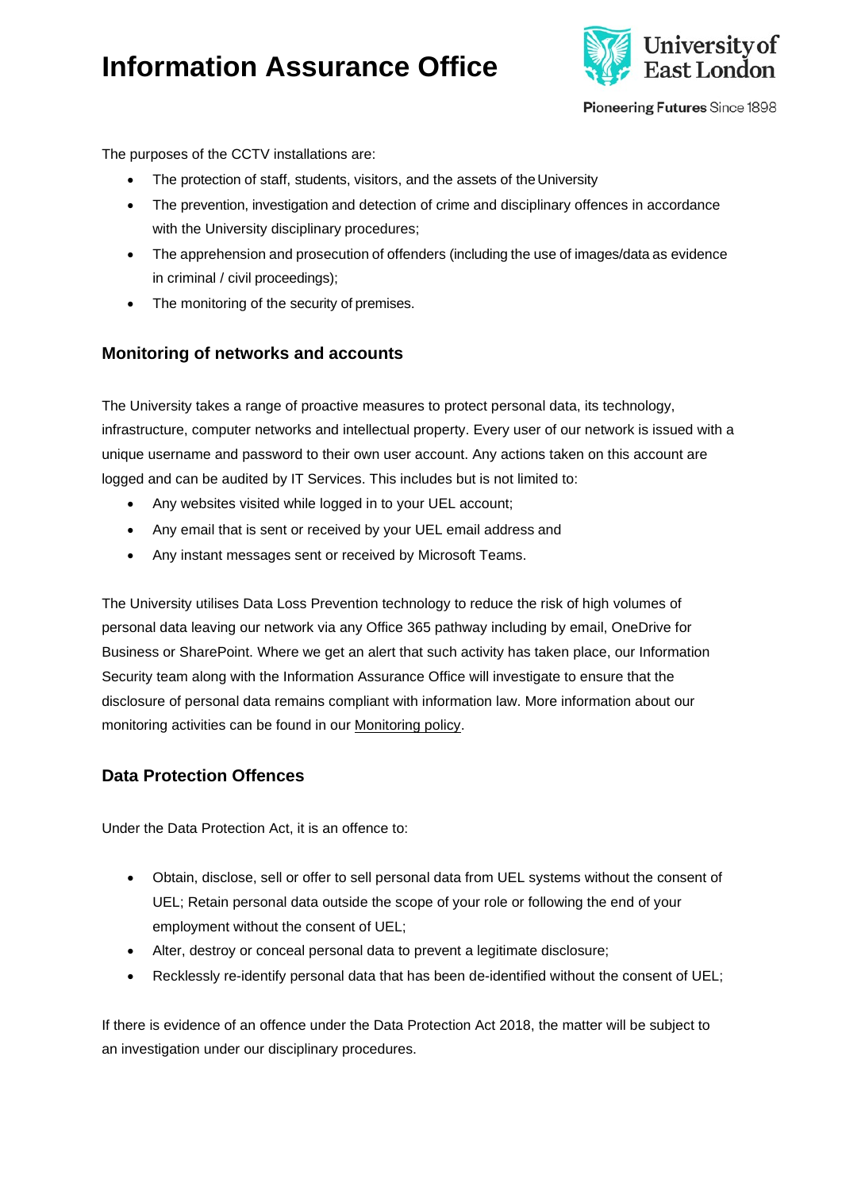The purposes of the CCTV installations are:

- The protection of staff, students, visitors, and the assets of the University
- The prevention, investigation and detection of crime and disciplinary offences in accordance with the University disciplinary procedures;
- The apprehension and prosecution of offenders (including the use of images/data as evidence in criminal / civil proceedings);
- The monitoring of the security of premises.

### Monitoring of networks and accounts

The University takes a range of proactive measures to protect personal data, its technology, infrastructure, computer networks and intellectual property. Every user of our network is issued with a unique username and password to their own user account. Any actions taken on this account are logged and can be audited by IT Services. This includes but is not limited to:

- Any websites visited while logged in to your UEL account;
- Any email that is sent or received by your UEL email address and
- Any instant messages sent or received by Microsoft Teams.

The University utilises Data Loss Prevention technology to reduce the risk of high volumes of personal data leaving our network via any Office 365 pathway including by email, OneDrive for Business or SharePoint. Where we get an alert that such activity has taken place, our Information Security team along with the Information Assurance Office will investigate to ensure that the disclosure of personal data remains compliant with information law. More information about our monitoring activities can be found in our Monitoring policy.

### Data Protection Offences

Under the Data Protection Act, it is an offence to:

- Obtain, disclose, sell or offer to sell personal data from UEL systems without the consent of UEL; Retain personal data outside the scope of your role or following the end of your employment without the consent of UEL;
- Alter, destroy or conceal personal data to prevent a legitimate disclosure;
- Recklessly re-identify personal data that has been de-identified without the consent of UEL;

If there is evidence of an offence under the Data Protection Act 2018, the matter will be subject to an investigation under our disciplinary procedures.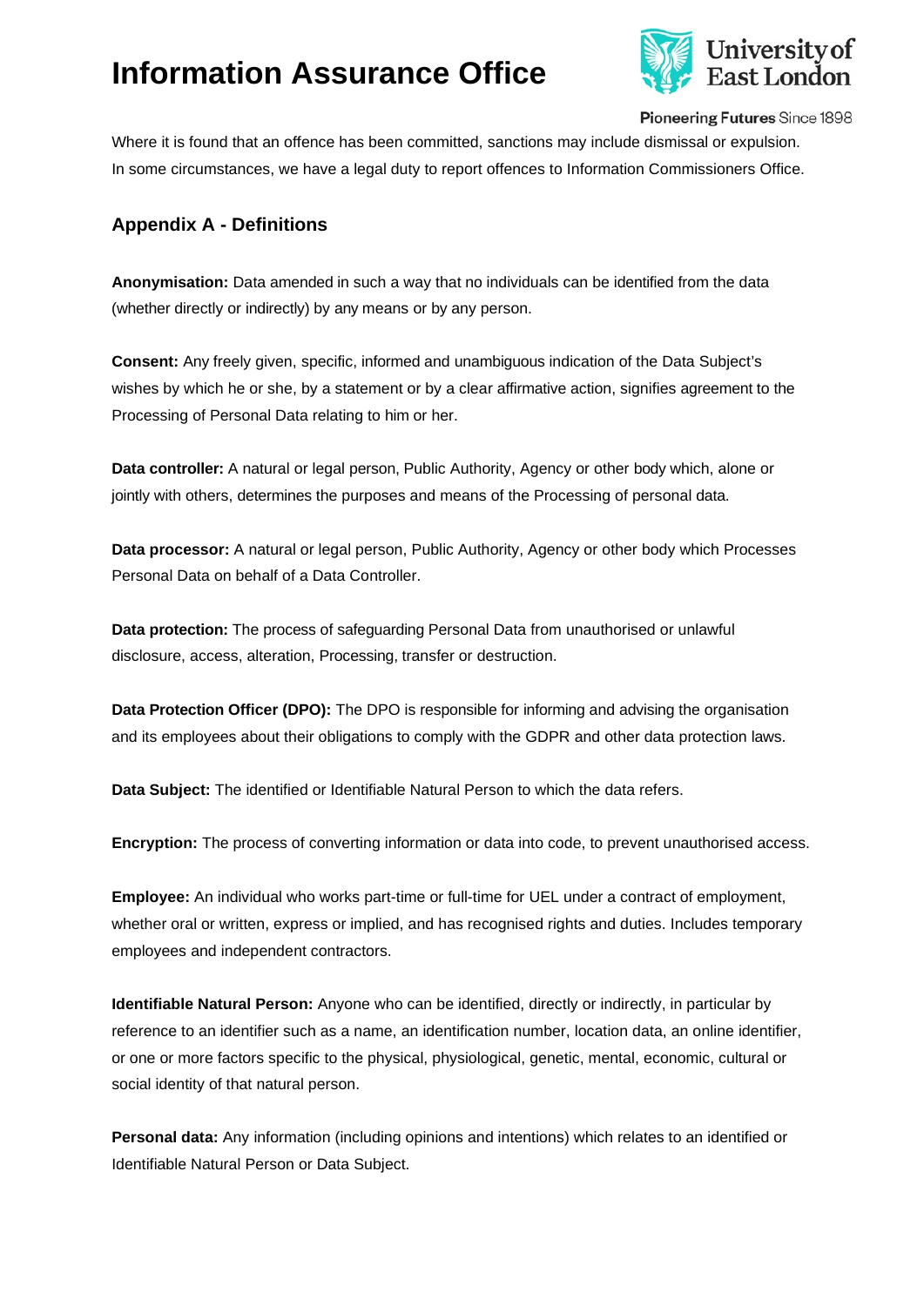Where it is found that an offence has been committed, sanctions may include dismissal or expulsion. In some circumstances, we have a legal duty to report offences to Information Commissioners Office.

## Appendix A - Definitions

**Anonymisation:** Data amended in such a way that no individuals can be identified from the data (whether directly or indirectly) by any means or by any person.

**Consent:** Any freely given, specific, informed and unambiguous indication of the Data Subject's wishes by which he or she, by a statement or by a clear affirmative action, signifies agreement to the Processing of Personal Data relating to him or her.

**Data controller:** A natural or legal person, Public Authority, Agency or other body which, alone or jointly with others, determines the purposes and means of the Processing of personal data.

**Data processor:** A natural or legal person, Public Authority, Agency or other body which Processes Personal Data on behalf of a Data Controller.

**Data protection:** The process of safeguarding Personal Data from unauthorised or unlawful disclosure, access, alteration, Processing, transfer or destruction.

**Data Protection Officer (DPO):** The DPO is responsible for informing and advising the organisation and its employees about their obligations to comply with the GDPR and other data protection laws.

**Data Subject:** The identified or Identifiable Natural Person to which the data refers.

**Encryption:** The process of converting information or data into code, to prevent unauthorised access.

**Employee:** An individual who works part-time or full-time for UEL under a contract of employment, whether oral or written, express or implied, and has recognised rights and duties. Includes temporary employees and independent contractors.

**Identifiable Natural Person:** Anyone who can be identified, directly or indirectly, in particular by reference to an identifier such as a name, an identification number, location data, an online identifier, or one or more factors specific to the physical, physiological, genetic, mental, economic, cultural or social identity of that natural person.

**Personal data:** Any information (including opinions and intentions) which relates to an identified or Identifiable Natural Person or Data Subject.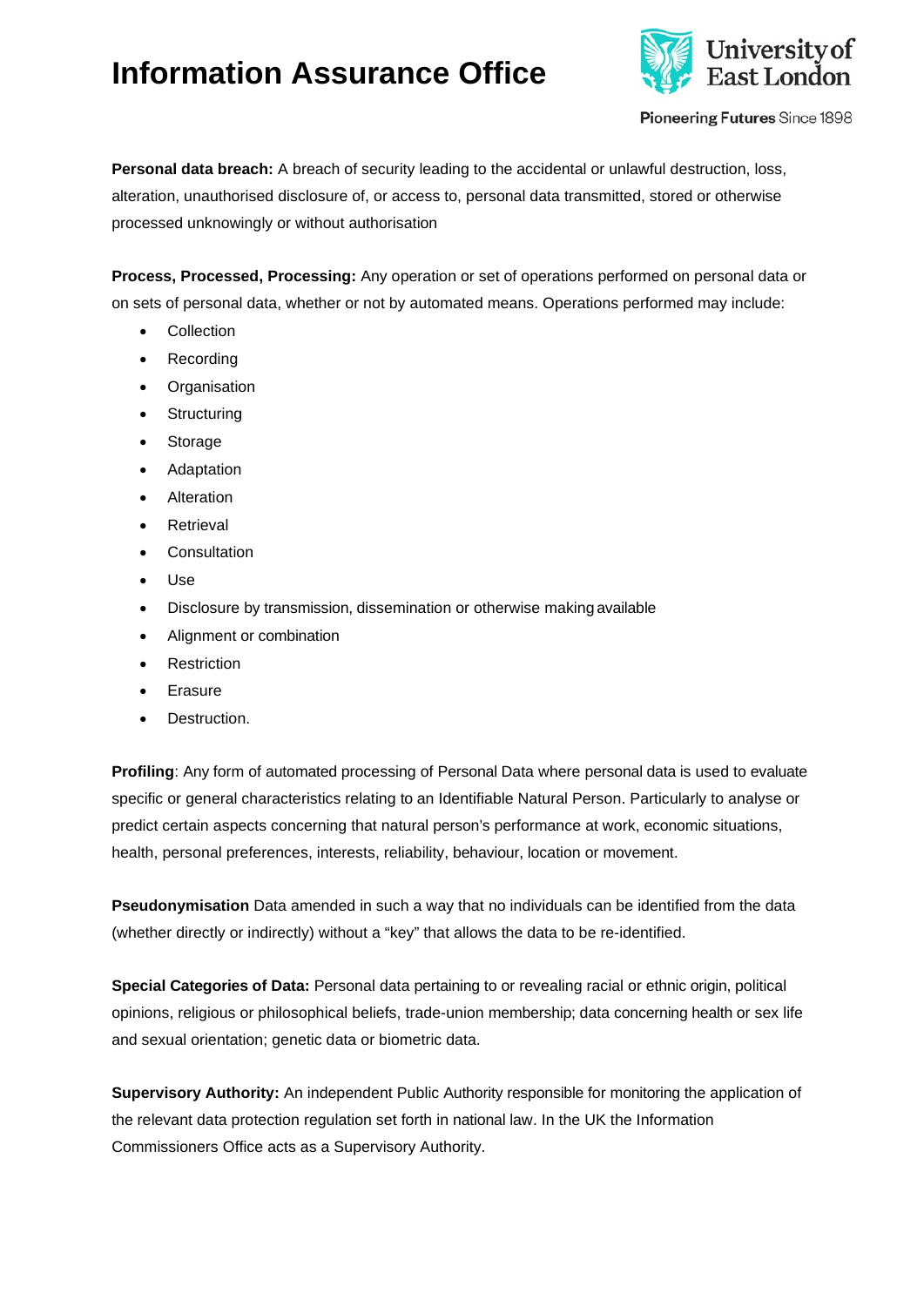**Personal data breach:** A breach of security leading to the accidental or unlawful destruction, loss, alteration, unauthorised disclosure of, or access to, personal data transmitted, stored or otherwise processed unknowingly or without authorisation

**Process, Processed, Processing:** Any operation or set of operations performed on personal data or on sets of personal data, whether or not by automated means. Operations performed may include:

- Collection
- Recording
- Organisation
- Structuring
- Storage
- Adaptation
- Alteration
- Retrieval
- Consultation
- Use
- Disclosure by transmission, dissemination or otherwise making available
- Alignment or combination
- Restriction
- Erasure
- Destruction.

**Profiling**: Any form of automated processing of Personal Data where personal data is used to evaluate specific or general characteristics relating to an Identifiable Natural Person. Particularly to analyse or predict certain aspects concerning that natural person's performance at work, economic situations, health, personal preferences, interests, reliability, behaviour, location or movement.

**Pseudonymisation** Data amended in such a way that no individuals can be identified from the data (whether directly or indirectly) without a "key" that allows the data to be re-identified.

**Special Categories of Data:** Personal data pertaining to or revealing racial or ethnic origin, political opinions, religious or philosophical beliefs, trade-union membership; data concerning health or sex life and sexual orientation; genetic data or biometric data.

**Supervisory Authority:** An independent Public Authority responsible for monitoring the application of the relevant data protection regulation set forth in national law. In the UK the Information Commissioners Office acts as a Supervisory Authority.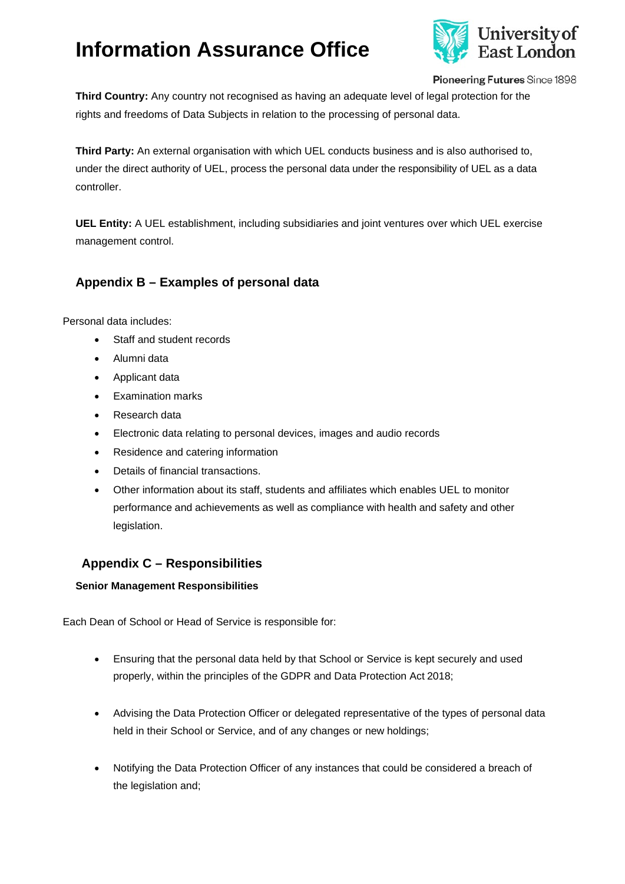**Third Country:** Any country not recognised as having an adequate level of legal protection for the rights and freedoms of Data Subjects in relation to the processing of personal data.

**Third Party:** An external organisation with which UEL conducts business and is also authorised to, under the direct authority of UEL, process the personal data under the responsibility of UEL as a data controller.

**UEL Entity:** A UEL establishment, including subsidiaries and joint ventures over which UEL exercise management control.

## Appendix B – Examples of personal data

Personal data includes:

- Staff and student records
- Alumni data
- Applicant data
- Examination marks
- Research data
- Electronic data relating to personal devices, images and audio records
- Residence and catering information
- Details of financial transactions.
- Other information about its staff, students and affiliates which enables UEL to monitor performance and achievements as well as compliance with health and safety and other legislation.

## Appendix C – Responsibilities

**Senior Management Responsibilities**

Each Dean of School or Head of Service is responsible for:

- Ensuring that the personal data held by that School or Service is kept securely and used properly, within the principles of the GDPR and Data Protection Act 2018;
- Advising the Data Protection Officer or delegated representative of the types of personal data held in their School or Service, and of any changes or new holdings;
- Notifying the Data Protection Officer of any instances that could be considered a breach of the legislation and;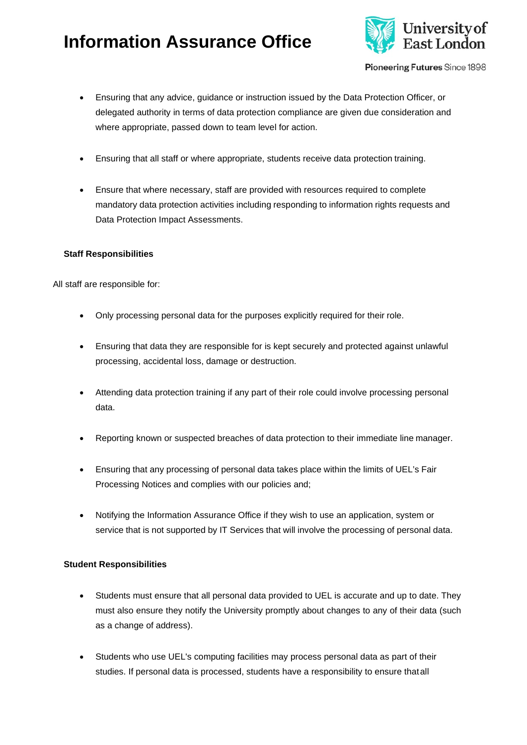- Ensuring that any advice, guidance or instruction issued by the Data Protection Officer, or delegated authority in terms of data protection compliance are given due consideration and where appropriate, passed down to team level for action.

- Ensuring that all staff or where appropriate, students receive data protection training.

- Ensure that where necessary, staff are provided with resources required to complete mandatory data protection activities including responding to information rights requests and Data Protection Impact Assessments.

**Staff Responsibilities**

All staff are responsible for:

- Only processing personal data for the purposes explicitly required for their role.

- Ensuring that data they are responsible for is kept securely and protected against unlawful processing, accidental loss, damage or destruction.

- Attending data protection training if any part of their role could involve processing personal data.

- Reporting known or suspected breaches of data protection to their immediate line manager.

- Ensuring that any processing of personal data takes place within the limits of UEL's Fair Processing Notices and complies with our policies and;

- Notifying the Information Assurance Office if they wish to use an application, system or service that is not supported by IT Services that will involve the processing of personal data.

**Student Responsibilities**

- Students must ensure that all personal data provided to UEL is accurate and up to date. They must also ensure they notify the University promptly about changes to any of their data (such as a change of address).

- Students who use UEL's computing facilities may process personal data as part of their studies. If personal data is processed, students have a responsibility to ensure that all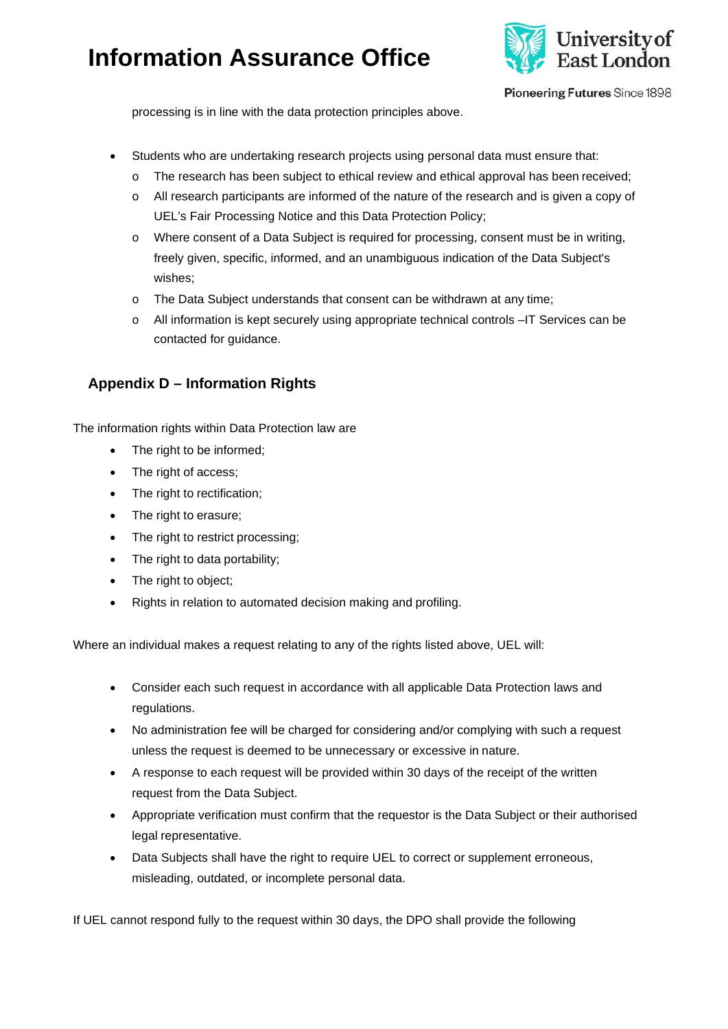processing is in line with the data protection principles above.

- Students who are undertaking research projects using personal data must ensure that:
  - The research has been subject to ethical review and ethical approval has been received;
  - All research participants are informed of the nature of the research and is given a copy of UEL's Fair Processing Notice and this Data Protection Policy;
  - Where consent of a Data Subject is required for processing, consent must be in writing, freely given, specific, informed, and an unambiguous indication of the Data Subject's wishes;
  - The Data Subject understands that consent can be withdrawn at any time;
  - All information is kept securely using appropriate technical controls –IT Services can be contacted for guidance.

## Appendix D – Information Rights

The information rights within Data Protection law are

- The right to be informed;
- The right of access;
- The right to rectification;
- The right to erasure;
- The right to restrict processing;
- The right to data portability;
- The right to object;
- Rights in relation to automated decision making and profiling.

Where an individual makes a request relating to any of the rights listed above, UEL will:

- Consider each such request in accordance with all applicable Data Protection laws and regulations.
- No administration fee will be charged for considering and/or complying with such a request unless the request is deemed to be unnecessary or excessive in nature.
- A response to each request will be provided within 30 days of the receipt of the written request from the Data Subject.
- Appropriate verification must confirm that the requestor is the Data Subject or their authorised legal representative.
- Data Subjects shall have the right to require UEL to correct or supplement erroneous, misleading, outdated, or incomplete personal data.

If UEL cannot respond fully to the request within 30 days, the DPO shall provide the following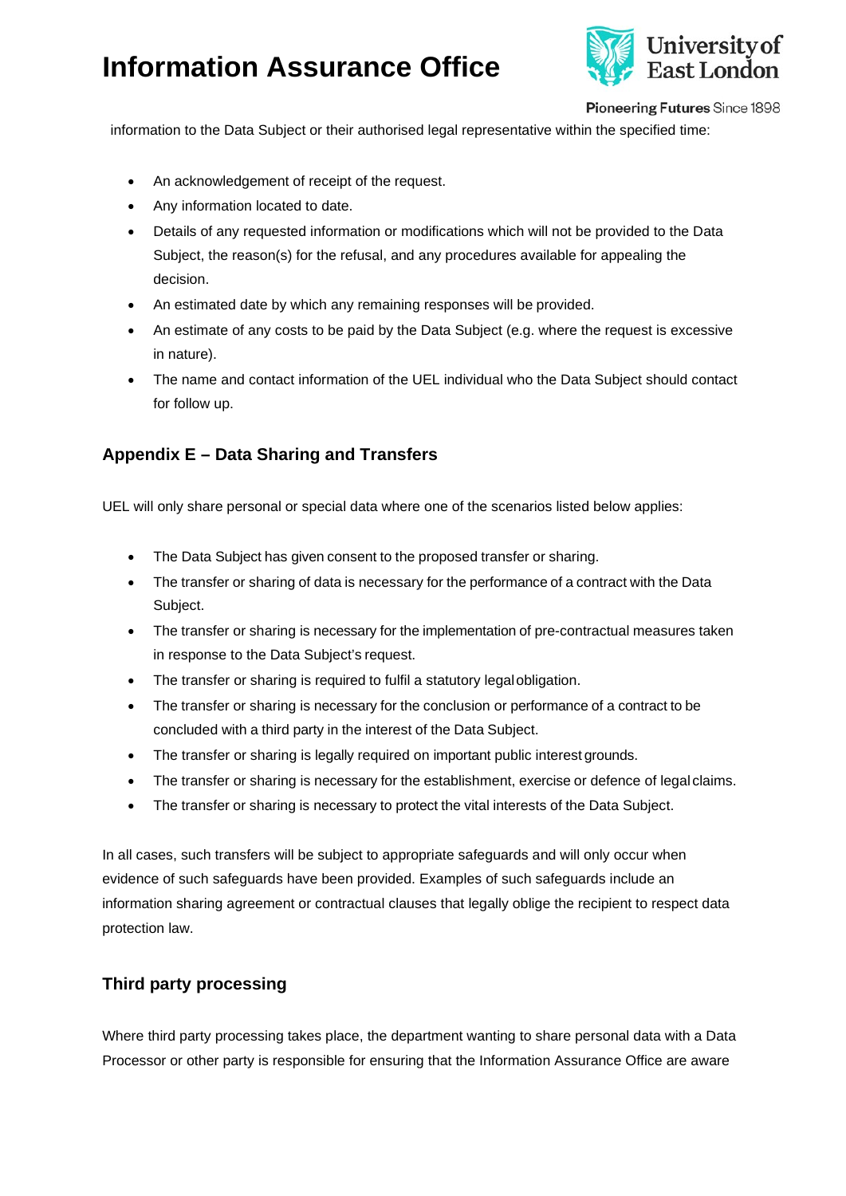information to the Data Subject or their authorised legal representative within the specified time:

- An acknowledgement of receipt of the request.
- Any information located to date.
- Details of any requested information or modifications which will not be provided to the Data Subject, the reason(s) for the refusal, and any procedures available for appealing the decision.
- An estimated date by which any remaining responses will be provided.
- An estimate of any costs to be paid by the Data Subject (e.g. where the request is excessive in nature).
- The name and contact information of the UEL individual who the Data Subject should contact for follow up.

## Appendix E – Data Sharing and Transfers

UEL will only share personal or special data where one of the scenarios listed below applies:

- The Data Subject has given consent to the proposed transfer or sharing.
- The transfer or sharing of data is necessary for the performance of a contract with the Data Subject.
- The transfer or sharing is necessary for the implementation of pre-contractual measures taken in response to the Data Subject's request.
- The transfer or sharing is required to fulfil a statutory legal obligation.
- The transfer or sharing is necessary for the conclusion or performance of a contract to be concluded with a third party in the interest of the Data Subject.
- The transfer or sharing is legally required on important public interest grounds.
- The transfer or sharing is necessary for the establishment, exercise or defence of legal claims.
- The transfer or sharing is necessary to protect the vital interests of the Data Subject.

In all cases, such transfers will be subject to appropriate safeguards and will only occur when evidence of such safeguards have been provided. Examples of such safeguards include an information sharing agreement or contractual clauses that legally oblige the recipient to respect data protection law.

## Third party processing

Where third party processing takes place, the department wanting to share personal data with a Data Processor or other party is responsible for ensuring that the Information Assurance Office are aware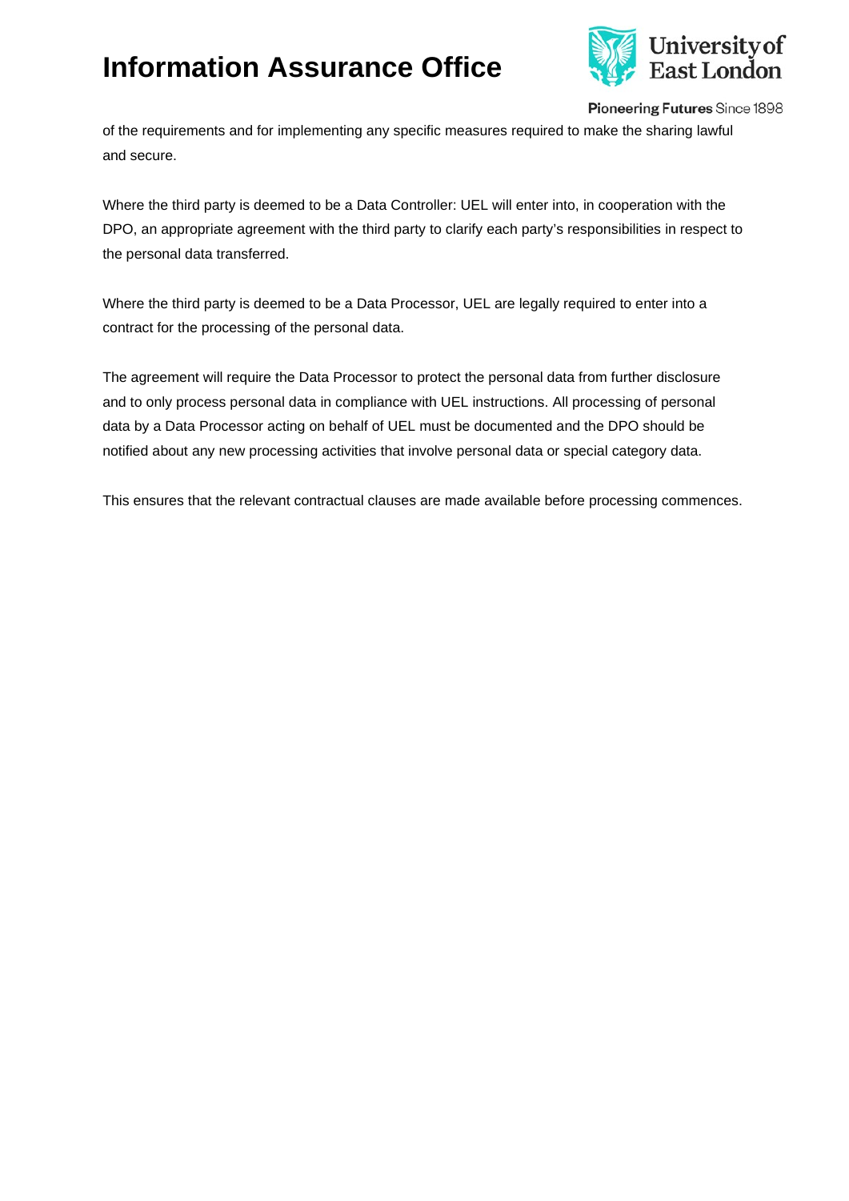of the requirements and for implementing any specific measures required to make the sharing lawful and secure.

Where the third party is deemed to be a Data Controller: UEL will enter into, in cooperation with the DPO, an appropriate agreement with the third party to clarify each party's responsibilities in respect to the personal data transferred.

Where the third party is deemed to be a Data Processor, UEL are legally required to enter into a contract for the processing of the personal data.

The agreement will require the Data Processor to protect the personal data from further disclosure and to only process personal data in compliance with UEL instructions. All processing of personal data by a Data Processor acting on behalf of UEL must be documented and the DPO should be notified about any new processing activities that involve personal data or special category data.

This ensures that the relevant contractual clauses are made available before processing commences.